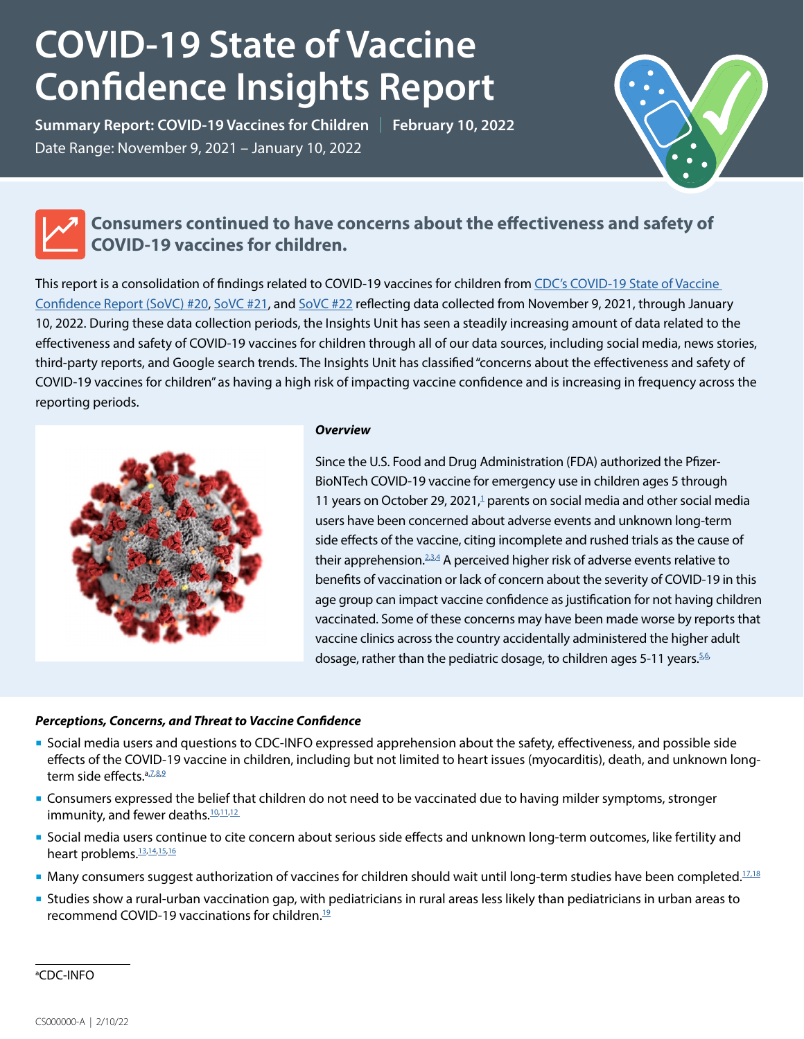# COVID-19 State of Vaccine Confidence Insights Report

**Summary Report: COVID-19 Vaccines for Children** | **February 10, 2022**

Date Range: November 9, 2021 – January 10, 2022

## Consumers continued to have concerns about the effectiveness and safety of COVID-19 vaccines for children.

This report is a consolidation of findings related to COVID-19 vaccines for children from CDC's COVID-19 State of Vaccine Confidence Report (SoVC) #20, SoVC #21, and SoVC #22 reflecting data collected from November 9, 2021, through January 10, 2022. During these data collection periods, the Insights Unit has seen a steadily increasing amount of data related to the effectiveness and safety of COVID-19 vaccines for children through all of our data sources, including social media, news stories, third-party reports, and Google search trends. The Insights Unit has classified "concerns about the effectiveness and safety of COVID-19 vaccines for children" as having a high risk of impacting vaccine confidence and is increasing in frequency across the reporting periods.

***Overview***

Since the U.S. Food and Drug Administration (FDA) authorized the Pfizer-BioNTech COVID-19 vaccine for emergency use in children ages 5 through 11 years on October 29, 2021,[1] parents on social media and other social media users have been concerned about adverse events and unknown long-term side effects of the vaccine, citing incomplete and rushed trials as the cause of their apprehension.[2,3,4] A perceived higher risk of adverse events relative to benefits of vaccination or lack of concern about the severity of COVID-19 in this age group can impact vaccine confidence as justification for not having children vaccinated. Some of these concerns may have been made worse by reports that vaccine clinics across the country accidentally administered the higher adult dosage, rather than the pediatric dosage, to children ages 5-11 years.[5,6]

***Perceptions, Concerns, and Threat to Vaccine Confidence***

- Social media users and questions to CDC-INFO expressed apprehension about the safety, effectiveness, and possible side effects of the COVID-19 vaccine in children, including but not limited to heart issues (myocarditis), death, and unknown long-term side effects.[a,7,8,9]
- Consumers expressed the belief that children do not need to be vaccinated due to having milder symptoms, stronger immunity, and fewer deaths.[10,11,12]
- Social media users continue to cite concern about serious side effects and unknown long-term outcomes, like fertility and heart problems.[13,14,15,16]
- Many consumers suggest authorization of vaccines for children should wait until long-term studies have been completed.[17,18]
- Studies show a rural-urban vaccination gap, with pediatricians in rural areas less likely than pediatricians in urban areas to recommend COVID-19 vaccinations for children.[19]

[a] CDC-INFO

CS000000-A | 2/10/22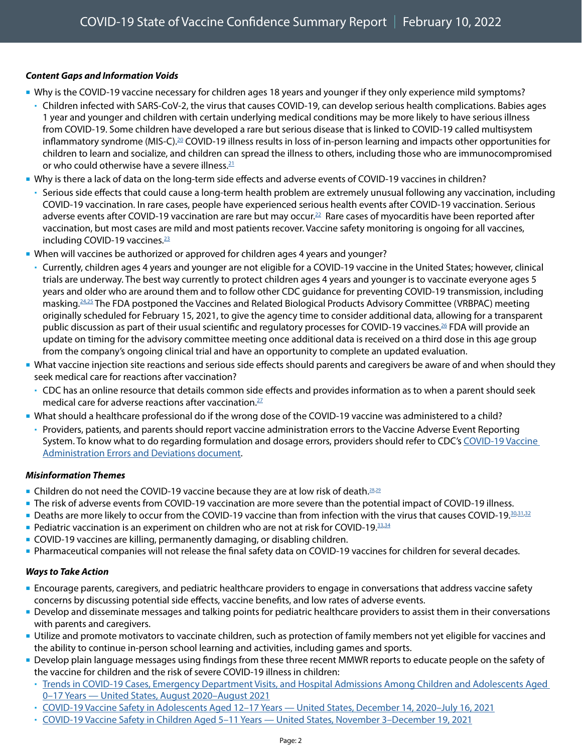***Content Gaps and Information Voids***

- Why is the COVID-19 vaccine necessary for children ages 18 years and younger if they only experience mild symptoms?
  - Children infected with SARS-CoV-2, the virus that causes COVID-19, can develop serious health complications. Babies ages 1 year and younger and children with certain underlying medical conditions may be more likely to have serious illness from COVID-19. Some children have developed a rare but serious disease that is linked to COVID-19 called multisystem inflammatory syndrome (MIS-C).[20] COVID-19 illness results in loss of in-person learning and impacts other opportunities for children to learn and socialize, and children can spread the illness to others, including those who are immunocompromised or who could otherwise have a severe illness.[21]
- Why is there a lack of data on the long-term side effects and adverse events of COVID-19 vaccines in children?
  - Serious side effects that could cause a long-term health problem are extremely unusual following any vaccination, including COVID-19 vaccination. In rare cases, people have experienced serious health events after COVID-19 vaccination. Serious adverse events after COVID-19 vaccination are rare but may occur.[22] Rare cases of myocarditis have been reported after vaccination, but most cases are mild and most patients recover. Vaccine safety monitoring is ongoing for all vaccines, including COVID-19 vaccines.[23]
- When will vaccines be authorized or approved for children ages 4 years and younger?
  - Currently, children ages 4 years and younger are not eligible for a COVID-19 vaccine in the United States; however, clinical trials are underway. The best way currently to protect children ages 4 years and younger is to vaccinate everyone ages 5 years and older who are around them and to follow other CDC guidance for preventing COVID-19 transmission, including masking.[24,25] The FDA postponed the Vaccines and Related Biological Products Advisory Committee (VRBPAC) meeting originally scheduled for February 15, 2021, to give the agency time to consider additional data, allowing for a transparent public discussion as part of their usual scientific and regulatory processes for COVID-19 vaccines.[26] FDA will provide an update on timing for the advisory committee meeting once additional data is received on a third dose in this age group from the company's ongoing clinical trial and have an opportunity to complete an updated evaluation.
- What vaccine injection site reactions and serious side effects should parents and caregivers be aware of and when should they seek medical care for reactions after vaccination?
  - CDC has an online resource that details common side effects and provides information as to when a parent should seek medical care for adverse reactions after vaccination.[27]
- What should a healthcare professional do if the wrong dose of the COVID-19 vaccine was administered to a child?
  - Providers, patients, and parents should report vaccine administration errors to the Vaccine Adverse Event Reporting System. To know what to do regarding formulation and dosage errors, providers should refer to CDC's COVID-19 Vaccine Administration Errors and Deviations document.

***Misinformation Themes***

- Children do not need the COVID-19 vaccine because they are at low risk of death.[28,29]
- The risk of adverse events from COVID-19 vaccination are more severe than the potential impact of COVID-19 illness.
- Deaths are more likely to occur from the COVID-19 vaccine than from infection with the virus that causes COVID-19.[30,31,32]
- Pediatric vaccination is an experiment on children who are not at risk for COVID-19.[33,34]
- COVID-19 vaccines are killing, permanently damaging, or disabling children.
- Pharmaceutical companies will not release the final safety data on COVID-19 vaccines for children for several decades.

***Ways to Take Action***

- Encourage parents, caregivers, and pediatric healthcare providers to engage in conversations that address vaccine safety concerns by discussing potential side effects, vaccine benefits, and low rates of adverse events.
- Develop and disseminate messages and talking points for pediatric healthcare providers to assist them in their conversations with parents and caregivers.
- Utilize and promote motivators to vaccinate children, such as protection of family members not yet eligible for vaccines and the ability to continue in-person school learning and activities, including games and sports.
- Develop plain language messages using findings from these three recent MMWR reports to educate people on the safety of the vaccine for children and the risk of severe COVID-19 illness in children:
  - Trends in COVID-19 Cases, Emergency Department Visits, and Hospital Admissions Among Children and Adolescents Aged 0–17 Years — United States, August 2020–August 2021
  - COVID-19 Vaccine Safety in Adolescents Aged 12–17 Years — United States, December 14, 2020–July 16, 2021
  - COVID-19 Vaccine Safety in Children Aged 5–11 Years — United States, November 3–December 19, 2021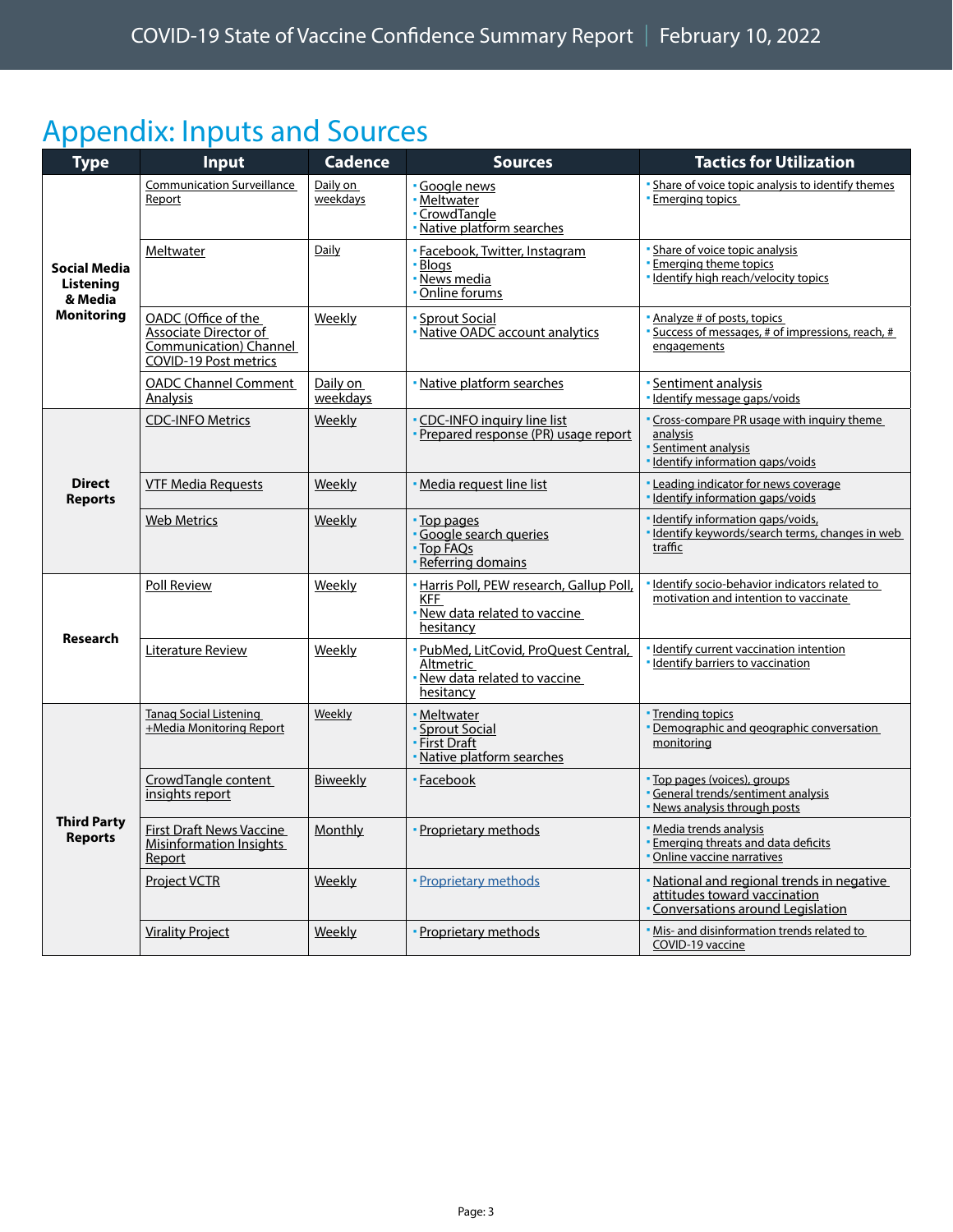## Appendix: Inputs and Sources

| Type | Input | Cadence | Sources | Tactics for Utilization |
|---|---|---|---|---|
| Social Media Listening & Media Monitoring | Communication Surveillance Report | Daily on weekdays | • Google news<br>• Meltwater<br>• CrowdTangle<br>• Native platform searches | • Share of voice topic analysis to identify themes<br>• Emerging topics |
| | Meltwater | Daily | • Facebook, Twitter, Instagram<br>• Blogs<br>• News media<br>• Online forums | • Share of voice topic analysis<br>• Emerging theme topics<br>• Identify high reach/velocity topics |
| | OADC (Office of the Associate Director of Communication) Channel COVID-19 Post metrics | Weekly | • Sprout Social<br>• Native OADC account analytics | • Analyze # of posts, topics<br>• Success of messages, # of impressions, reach, # engagements |
| | OADC Channel Comment Analysis | Daily on weekdays | • Native platform searches | • Sentiment analysis<br>• Identify message gaps/voids |
| Direct Reports | CDC-INFO Metrics | Weekly | • CDC-INFO inquiry line list<br>• Prepared response (PR) usage report | • Cross-compare PR usage with inquiry theme analysis<br>• Sentiment analysis<br>• Identify information gaps/voids |
| | VTF Media Requests | Weekly | • Media request line list | • Leading indicator for news coverage<br>• Identify information gaps/voids |
| | Web Metrics | Weekly | • Top pages<br>• Google search queries<br>• Top FAQs<br>• Referring domains | • Identify information gaps/voids,<br>• Identify keywords/search terms, changes in web traffic |
| Research | Poll Review | Weekly | • Harris Poll, PEW research, Gallup Poll, KFF<br>• New data related to vaccine hesitancy | • Identify socio-behavior indicators related to motivation and intention to vaccinate |
| | Literature Review | Weekly | • PubMed, LitCovid, ProQuest Central, Altmetric<br>• New data related to vaccine hesitancy | • Identify current vaccination intention<br>• Identify barriers to vaccination |
| Third Party Reports | Tanaq Social Listening +Media Monitoring Report | Weekly | • Meltwater<br>• Sprout Social<br>• First Draft<br>• Native platform searches | • Trending topics<br>• Demographic and geographic conversation monitoring |
| | CrowdTangle content insights report | Biweekly | • Facebook | • Top pages (voices), groups<br>• General trends/sentiment analysis<br>• News analysis through posts |
| | First Draft News Vaccine Misinformation Insights Report | Monthly | • Proprietary methods | • Media trends analysis<br>• Emerging threats and data deficits<br>• Online vaccine narratives |
| | Project VCTR | Weekly | • Proprietary methods | • National and regional trends in negative attitudes toward vaccination<br>• Conversations around Legislation |
| | Virality Project | Weekly | • Proprietary methods | • Mis- and disinformation trends related to COVID-19 vaccine |